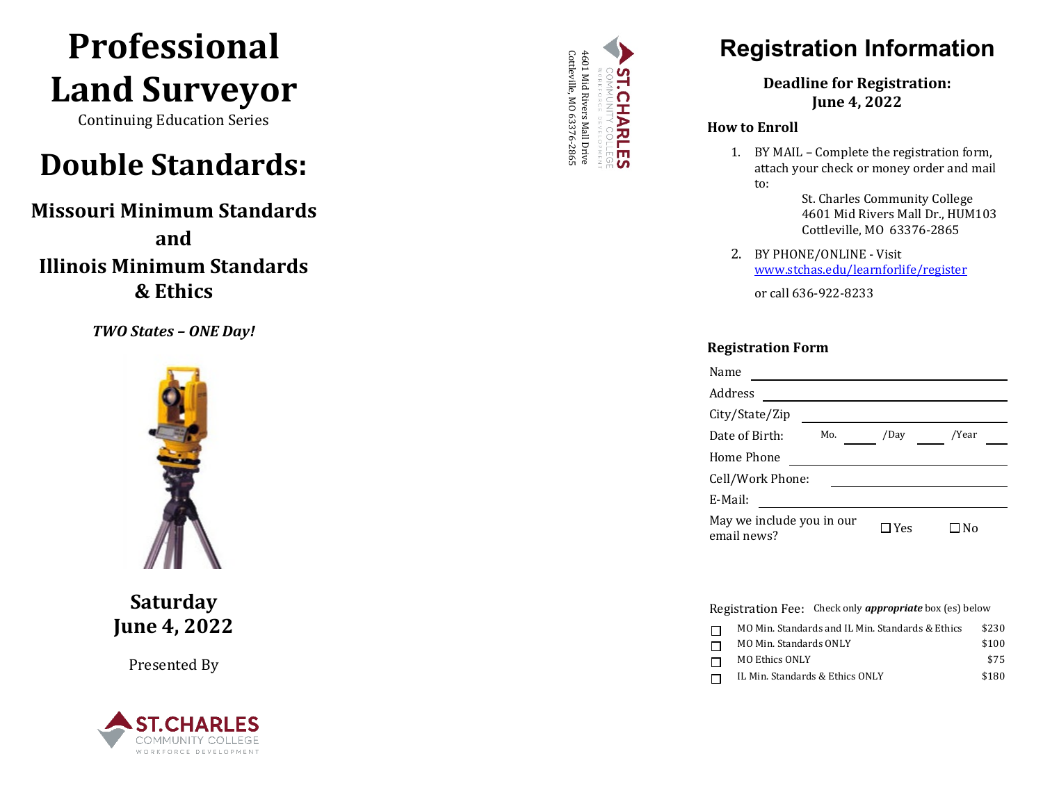# Professional Land Surveyor

Continuing Education Series

# Double Standards:

## Missouri Minimum Standards and Illinois Minimum Standards & Ethics

***TWO States – ONE Day!***

**Saturday June 4, 2022**

Presented By

ST. CHARLES COMMUNITY COLLEGE WORKFORCE DEVELOPMENT

ST. CHARLES COMMUNITY COLLEGE WORKFORCE DEVELOPMENT
4601 Mid Rivers Mall Drive
Cottleville, MO 63376-2865

# Registration Information

**Deadline for Registration: June 4, 2022**

### How to Enroll

1. BY MAIL – Complete the registration form, attach your check or money order and mail to:

   St. Charles Community College
   4601 Mid Rivers Mall Dr., HUM103
   Cottleville, MO 63376-2865

2. BY PHONE/ONLINE - Visit www.stchas.edu/learnforlife/register

   or call 636-922-8233

### Registration Form

Name ____________________

Address ____________________

City/State/Zip ____________________

Date of Birth: Mo. ____ /Day ____ /Year ____

Home Phone ____________________

Cell/Work Phone: ____________________

E-Mail: ____________________

May we include you in our email news? ☐ Yes ☐ No

Registration Fee: Check only ***appropriate*** box (es) below

| | | |
|---|---|---|
| ☐ | MO Min. Standards and IL Min. Standards & Ethics | $230 |
| ☐ | MO Min. Standards ONLY | $100 |
| ☐ | MO Ethics ONLY | $75 |
| ☐ | IL Min. Standards & Ethics ONLY | $180 |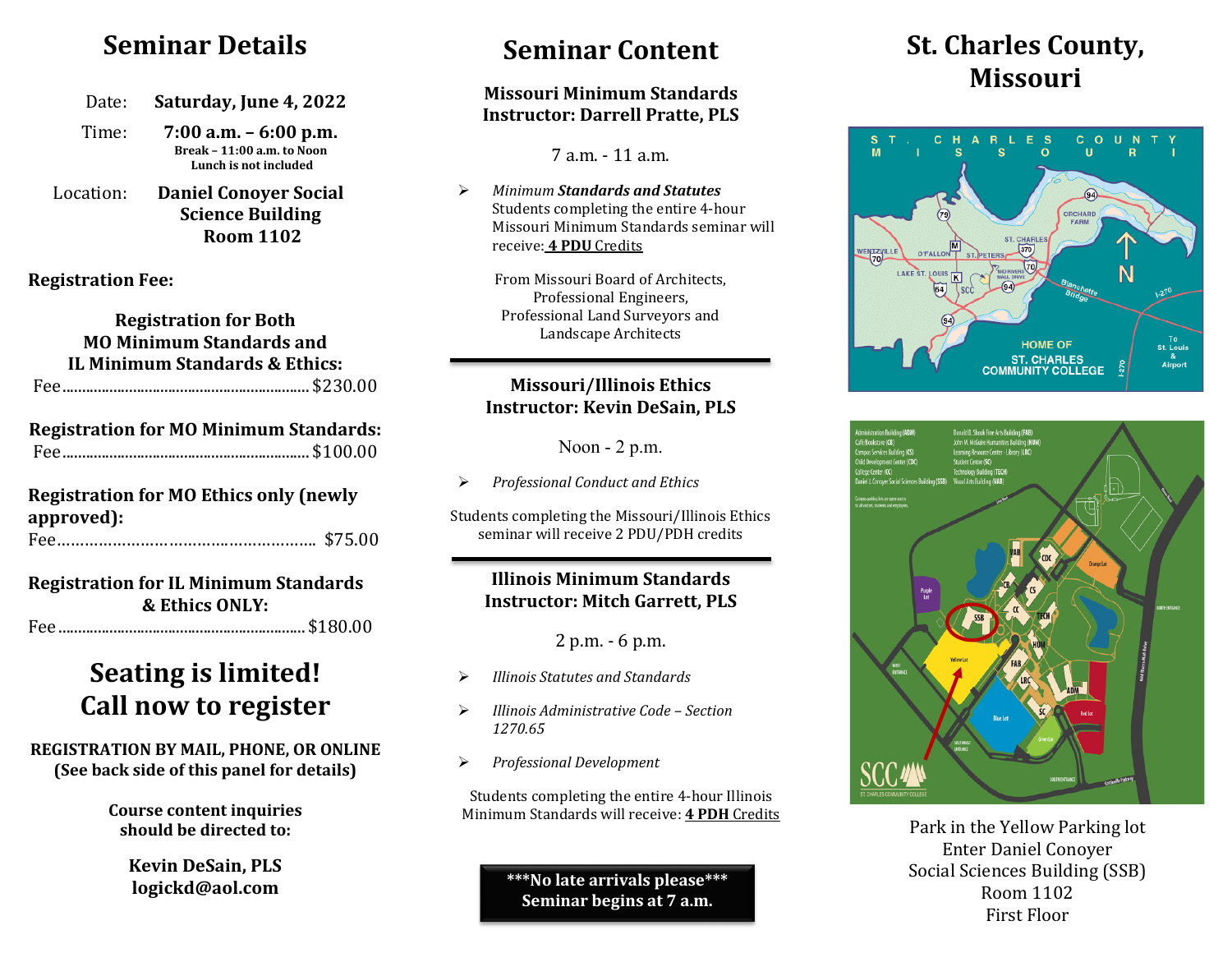## Seminar Details

Date: **Saturday, June 4, 2022**

Time: **7:00 a.m. – 6:00 p.m.**
**Break – 11:00 a.m. to Noon**
**Lunch is not included**

Location: **Daniel Conoyer Social Science Building Room 1102**

**Registration Fee:**

**Registration for Both MO Minimum Standards and IL Minimum Standards & Ethics:**
Fee.......................................................... $230.00

**Registration for MO Minimum Standards:**
Fee.......................................................... $100.00

**Registration for MO Ethics only (newly approved):**
Fee.......................................................... $75.00

**Registration for IL Minimum Standards & Ethics ONLY:**
Fee.......................................................... $180.00

## Seating is limited! Call now to register

**REGISTRATION BY MAIL, PHONE, OR ONLINE (See back side of this panel for details)**

**Course content inquiries should be directed to:**

**Kevin DeSain, PLS**
**logickd@aol.com**

## Seminar Content

### Missouri Minimum Standards
### Instructor: Darrell Pratte, PLS

7 a.m. - 11 a.m.

- *Minimum **Standards and Statutes***
Students completing the entire 4-hour Missouri Minimum Standards seminar will receive: **4 PDU Credits**

From Missouri Board of Architects, Professional Engineers, Professional Land Surveyors and Landscape Architects

### Missouri/Illinois Ethics
### Instructor: Kevin DeSain, PLS

Noon - 2 p.m.

- *Professional Conduct and Ethics*

Students completing the Missouri/Illinois Ethics seminar will receive 2 PDU/PDH credits

### Illinois Minimum Standards
### Instructor: Mitch Garrett, PLS

2 p.m. - 6 p.m.

- *Illinois Statutes and Standards*
- *Illinois Administrative Code – Section 1270.65*
- *Professional Development*

Students completing the entire 4-hour Illinois Minimum Standards will receive: **4 PDH Credits**

**\*\*\*No late arrivals please\*\*\***
**Seminar begins at 7 a.m.**

## St. Charles County, Missouri

Park in the Yellow Parking lot
Enter Daniel Conoyer Social Sciences Building (SSB)
Room 1102
First Floor